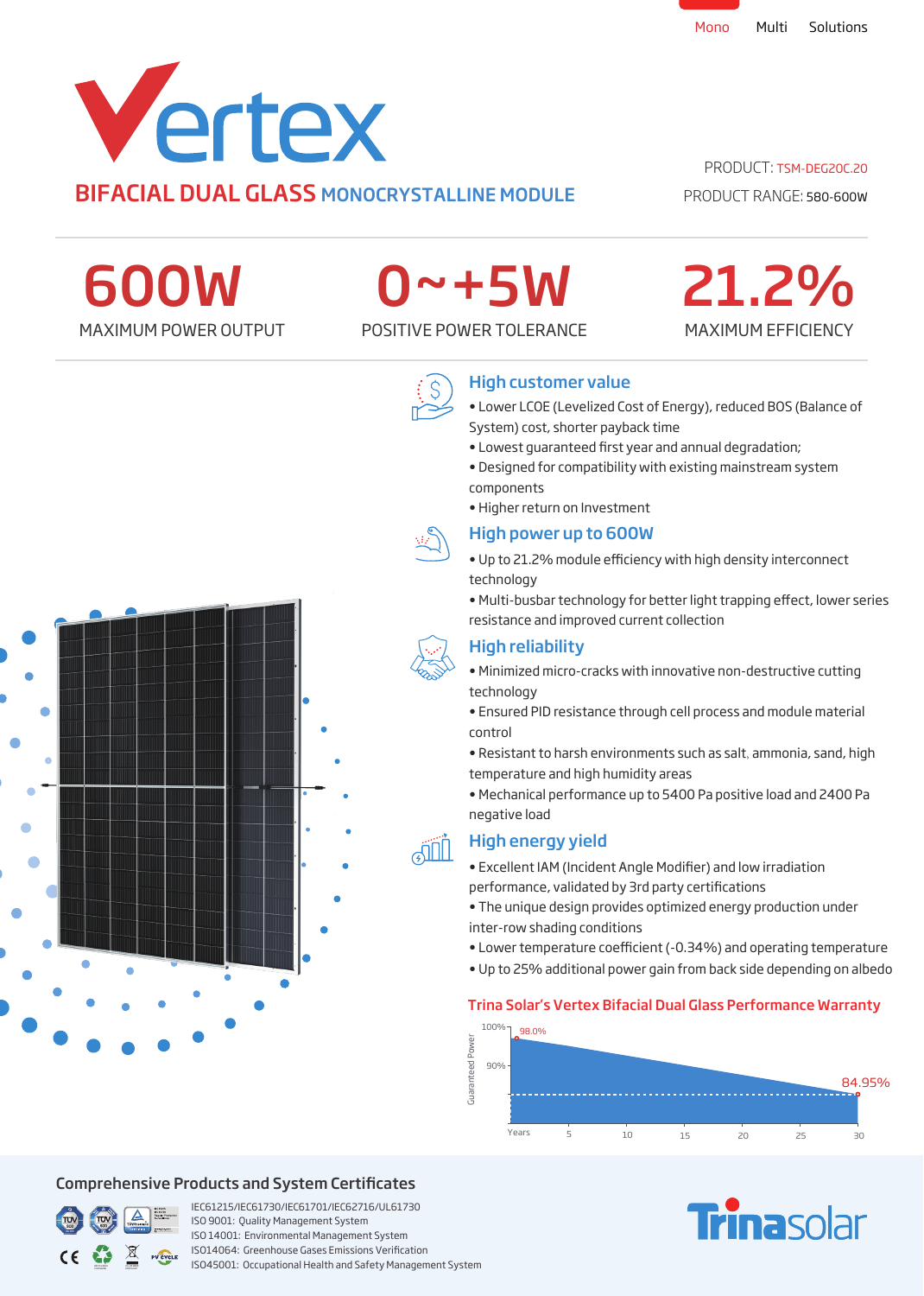Mono Multi Solutions

# Vertex

## BIFACIAL DUAL GLASS MONOCRYSTALLINE MODULE

PRODUCT: TSM-DEG20C.20

PRODUCT RANGE: 580-600W

| 600W | 0~+5W | 21.2% |
|---|---|---|
| MAXIMUM POWER OUTPUT | POSITIVE POWER TOLERANCE | MAXIMUM EFFICIENCY |

### High customer value

- Lower LCOE (Levelized Cost of Energy), reduced BOS (Balance of System) cost, shorter payback time
- Lowest guaranteed first year and annual degradation;
- Designed for compatibility with existing mainstream system components
- Higher return on Investment

### High power up to 600W

- Up to 21.2% module efficiency with high density interconnect technology
- Multi-busbar technology for better light trapping effect, lower series resistance and improved current collection

### High reliability

- Minimized micro-cracks with innovative non-destructive cutting technology
- Ensured PID resistance through cell process and module material control
- Resistant to harsh environments such as salt, ammonia, sand, high temperature and high humidity areas
- Mechanical performance up to 5400 Pa positive load and 2400 Pa negative load

### High energy yield

- Excellent IAM (Incident Angle Modifier) and low irradiation performance, validated by 3rd party certifications
- The unique design provides optimized energy production under inter-row shading conditions
- Lower temperature coefficient (-0.34%) and operating temperature
- Up to 25% additional power gain from back side depending on albedo

### Trina Solar's Vertex Bifacial Dual Glass Performance Warranty

Guaranteed Power: 100%, 90%; 98.0% (start) to 84.95% (year 30). Years: 5, 10, 15, 20, 25, 30

## Comprehensive Products and System Certificates

IEC61215/IEC61730/IEC61701/IEC62716/UL61730
ISO 9001: Quality Management System
ISO 14001: Environmental Management System
ISO14064: Greenhouse Gases Emissions Verification
ISO45001: Occupational Health and Safety Management System

Trinasolar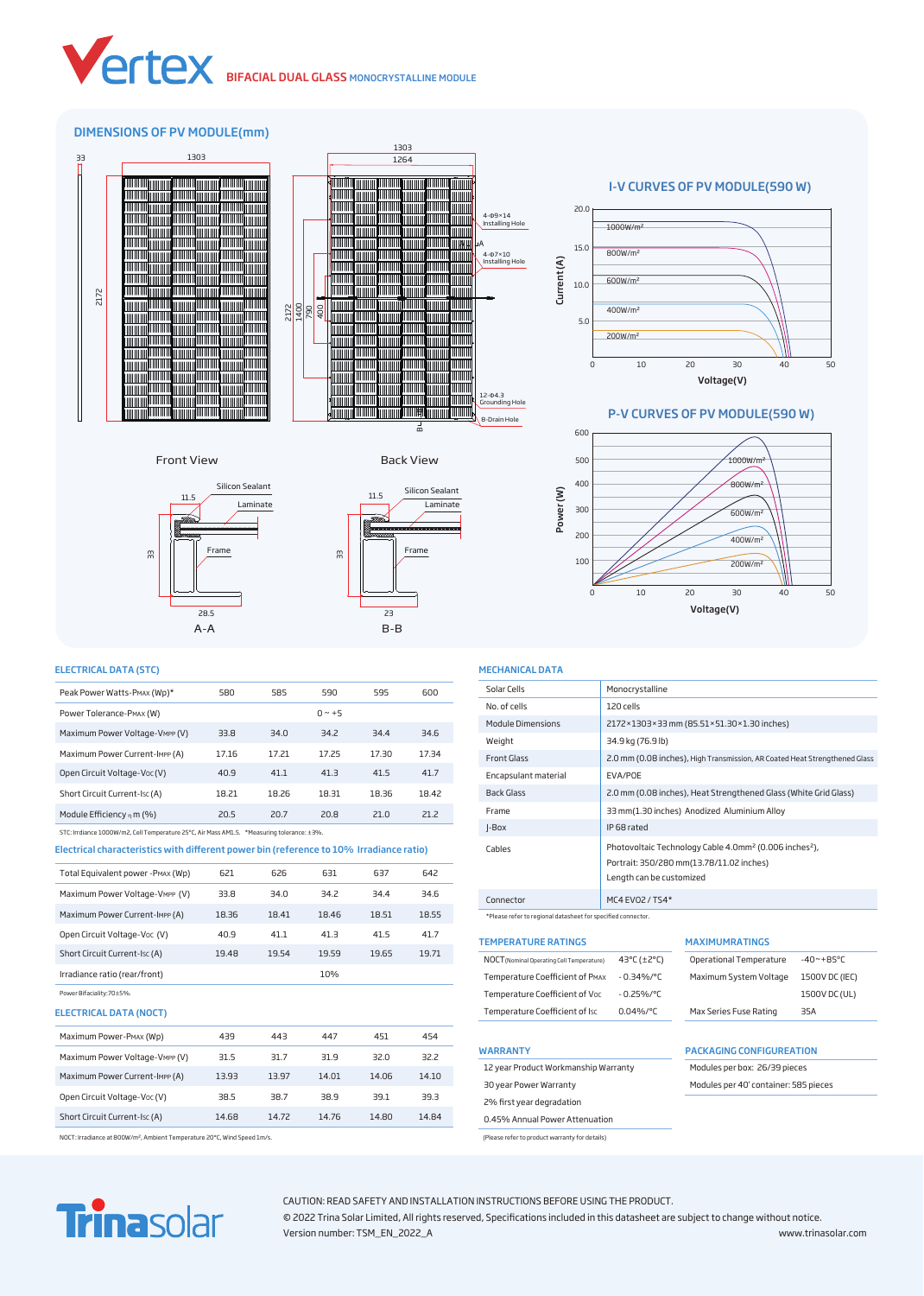# Vertex BIFACIAL DUAL GLASS MONOCRYSTALLINE MODULE

## DIMENSIONS OF PV MODULE(mm)

33
1303
2172

1303
1264
4-Φ9×14 Installing Hole
A
4-Φ7×10 Installing Hole
2172
1400
790
400
12-Φ4.3 Grounding Hole
8-Drain Hole
B

Front View

Back View

Silicon Sealant
Laminate
11.5
Frame
33
28.5
A-A

Silicon Sealant
Laminate
11.5
Frame
33
23
B-B

## I-V CURVES OF PV MODULE(590 W)

Current(A)
20.0
15.0
10.0
5.0
1000W/m²
800W/m²
600W/m²
400W/m²
200W/m²
0
10
20
30
40
50
Voltage(V)

## P-V CURVES OF PV MODULE(590 W)

Power(W)
600
500
400
300
200
100
1000W/m²
800W/m²
600W/m²
400W/m²
200W/m²
0
10
20
30
40
50
Voltage(V)

## ELECTRICAL DATA (STC)

| | | | | | |
|---|---|---|---|---|---|
| Peak Power Watts-$P_{MAX}$ (Wp)* | 580 | 585 | 590 | 595 | 600 |
| Power Tolerance-$P_{MAX}$ (W) | | | 0 ~ +5 | | |
| Maximum Power Voltage-$V_{MPP}$ (V) | 33.8 | 34.0 | 34.2 | 34.4 | 34.6 |
| Maximum Power Current-$I_{MPP}$ (A) | 17.16 | 17.21 | 17.25 | 17.30 | 17.34 |
| Open Circuit Voltage-$V_{OC}$ (V) | 40.9 | 41.1 | 41.3 | 41.5 | 41.7 |
| Short Circuit Current-$I_{SC}$ (A) | 18.21 | 18.26 | 18.31 | 18.36 | 18.42 |
| Module Efficiency $\eta$ m (%) | 20.5 | 20.7 | 20.8 | 21.0 | 21.2 |

STC: Irdiance 1000W/m2, Cell Temperature 25°C, Air Mass AM1.5. *Measuring tolerance: ±3%.

## Electrical characteristics with different power bin (reference to 10% Irradiance ratio)

| | | | | | |
|---|---|---|---|---|---|
| Total Equivalent power -$P_{MAX}$ (Wp) | 621 | 626 | 631 | 637 | 642 |
| Maximum Power Voltage-$V_{MPP}$ (V) | 33.8 | 34.0 | 34.2 | 34.4 | 34.6 |
| Maximum Power Current-$I_{MPP}$ (A) | 18.36 | 18.41 | 18.46 | 18.51 | 18.55 |
| Open Circuit Voltage-$V_{OC}$ (V) | 40.9 | 41.1 | 41.3 | 41.5 | 41.7 |
| Short Circuit Current-$I_{SC}$ (A) | 19.48 | 19.54 | 19.59 | 19.65 | 19.71 |
| Irradiance ratio (rear/front) | | | 10% | | |

Power Bifaciality:70±5%.

## ELECTRICAL DATA (NOCT)

| | | | | | |
|---|---|---|---|---|---|
| Maximum Power-$P_{MAX}$ (Wp) | 439 | 443 | 447 | 451 | 454 |
| Maximum Power Voltage-$V_{MPP}$ (V) | 31.5 | 31.7 | 31.9 | 32.0 | 32.2 |
| Maximum Power Current-$I_{MPP}$ (A) | 13.93 | 13.97 | 14.01 | 14.06 | 14.10 |
| Open Circuit Voltage-$V_{OC}$ (V) | 38.5 | 38.7 | 38.9 | 39.1 | 39.3 |
| Short Circuit Current-$I_{SC}$ (A) | 14.68 | 14.72 | 14.76 | 14.80 | 14.84 |

NOCT: Irradiance at 800W/m², Ambient Temperature 20°C, Wind Speed 1m/s.

## MECHANICAL DATA

| | |
|---|---|
| Solar Cells | Monocrystalline |
| No. of cells | 120 cells |
| Module Dimensions | 2172×1303×33 mm (85.51×51.30×1.30 inches) |
| Weight | 34.9 kg (76.9 lb) |
| Front Glass | 2.0 mm (0.08 inches), High Transmission, AR Coated Heat Strengthened Glass |
| Encapsulant material | EVA/POE |
| Back Glass | 2.0 mm (0.08 inches), Heat Strengthened Glass (White Grid Glass) |
| Frame | 33 mm(1.30 inches) Anodized Aluminium Alloy |
| J-Box | IP 68 rated |
| Cables | Photovoltaic Technology Cable 4.0mm² (0.006 inches²), Portrait: 350/280 mm(13.78/11.02 inches) Length can be customized |
| Connector | MC4 EVO2 / TS4* |

*Please refer to regional datasheet for specified connector.

## TEMPERATURE RATINGS

| | |
|---|---|
| NOCT (Nominal Operating Cell Temperature) | 43°C (±2°C) |
| Temperature Coefficient of $P_{MAX}$ | - 0.34%/°C |
| Temperature Coefficient of $V_{OC}$ | - 0.25%/°C |
| Temperature Coefficient of $I_{SC}$ | 0.04%/°C |

## MAXIMUMRATINGS

| | |
|---|---|
| Operational Temperature | -40~+85°C |
| Maximum System Voltage | 1500V DC (IEC) |
| | 1500V DC (UL) |
| Max Series Fuse Rating | 35A |

## WARRANTY

12 year Product Workmanship Warranty

30 year Power Warranty

2% first year degradation

0.45% Annual Power Attenuation

(Please refer to product warranty for details)

## PACKAGING CONFIGUREATION

Modules per box: 26/39 pieces

Modules per 40' container: 585 pieces

Trinasolar

CAUTION: READ SAFETY AND INSTALLATION INSTRUCTIONS BEFORE USING THE PRODUCT.

© 2022 Trina Solar Limited, All rights reserved, Specifications included in this datasheet are subject to change without notice.

Version number: TSM_EN_2022_A

www.trinasolar.com